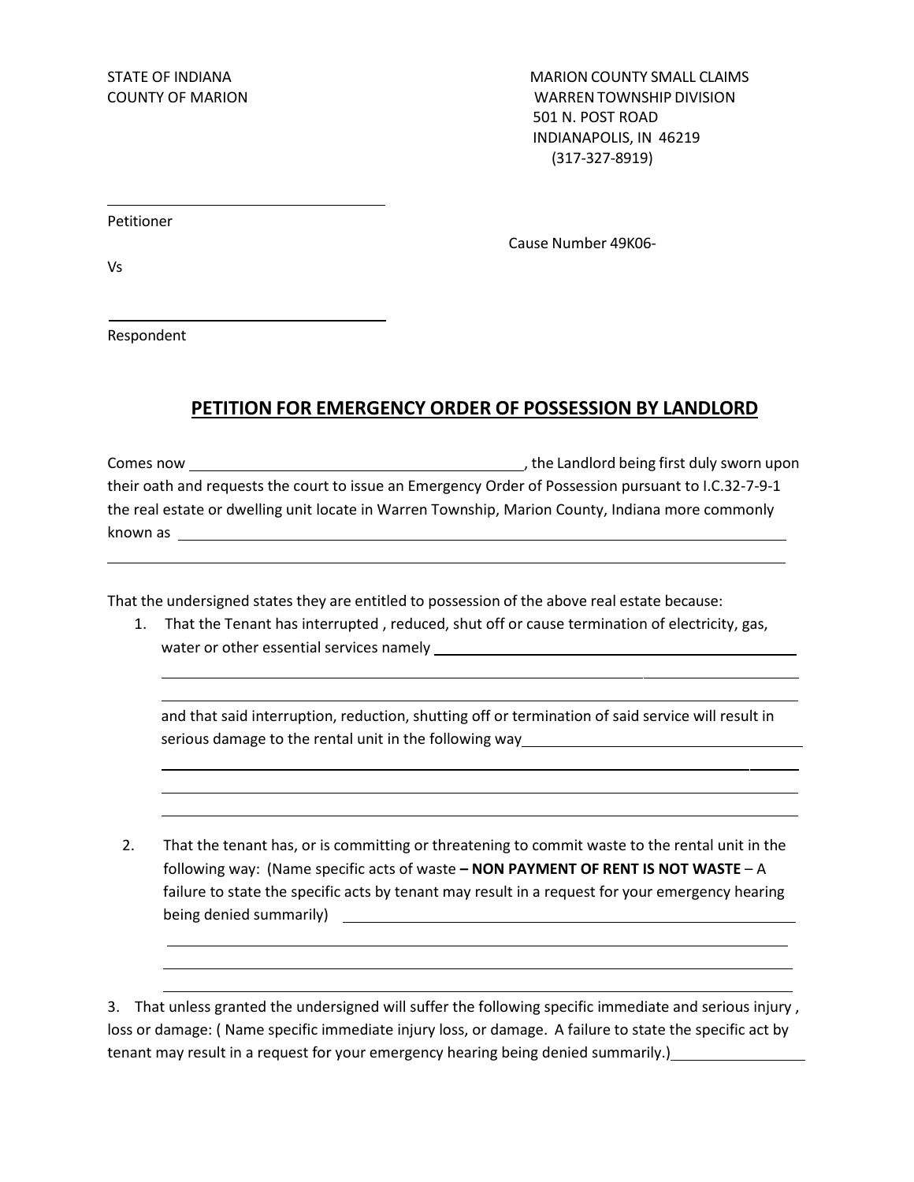STATE OF INDIANA
COUNTY OF MARION

MARION COUNTY SMALL CLAIMS
WARREN TOWNSHIP DIVISION
501 N. POST ROAD
INDIANAPOLIS, IN 46219
(317-327-8919)

______________________________
Petitioner

Cause Number 49K06-

Vs

______________________________
Respondent

## PETITION FOR EMERGENCY ORDER OF POSSESSION BY LANDLORD

Comes now ______________________________, the Landlord being first duly sworn upon their oath and requests the court to issue an Emergency Order of Possession pursuant to I.C.32-7-9-1 the real estate or dwelling unit locate in Warren Township, Marion County, Indiana more commonly known as ____________________________________________________________

____________________________________________________________

That the undersigned states they are entitled to possession of the above real estate because:

1. That the Tenant has interrupted , reduced, shut off or cause termination of electricity, gas, water or other essential services namely ______________________________

   ____________________________________________________________

   ____________________________________________________________

   and that said interruption, reduction, shutting off or termination of said service will result in serious damage to the rental unit in the following way______________________________

   ____________________________________________________________

   ____________________________________________________________

   ____________________________________________________________

2. That the tenant has, or is committing or threatening to commit waste to the rental unit in the following way: (Name specific acts of waste **– NON PAYMENT OF RENT IS NOT WASTE** – A failure to state the specific acts by tenant may result in a request for your emergency hearing being denied summarily) ______________________________

   ____________________________________________________________

   ____________________________________________________________

   ____________________________________________________________

3. That unless granted the undersigned will suffer the following specific immediate and serious injury , loss or damage: ( Name specific immediate injury loss, or damage. A failure to state the specific act by tenant may result in a request for your emergency hearing being denied summarily.)______________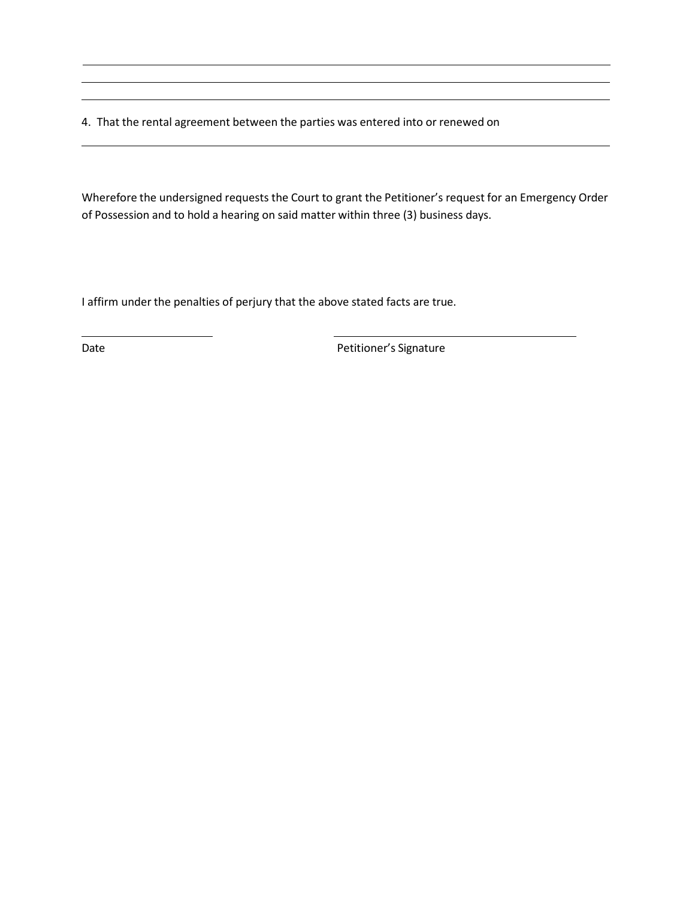\_\_\_\_\_\_\_\_\_\_\_\_\_\_\_\_\_\_\_\_\_\_\_\_\_\_\_\_\_\_\_\_\_\_\_\_\_\_\_\_\_\_\_\_\_\_\_\_\_\_\_\_\_\_\_\_\_\_\_\_\_\_\_\_\_\_\_\_\_\_\_\_\_\_\_\_

\_\_\_\_\_\_\_\_\_\_\_\_\_\_\_\_\_\_\_\_\_\_\_\_\_\_\_\_\_\_\_\_\_\_\_\_\_\_\_\_\_\_\_\_\_\_\_\_\_\_\_\_\_\_\_\_\_\_\_\_\_\_\_\_\_\_\_\_\_\_\_\_\_\_\_\_

\_\_\_\_\_\_\_\_\_\_\_\_\_\_\_\_\_\_\_\_\_\_\_\_\_\_\_\_\_\_\_\_\_\_\_\_\_\_\_\_\_\_\_\_\_\_\_\_\_\_\_\_\_\_\_\_\_\_\_\_\_\_\_\_\_\_\_\_\_\_\_\_\_\_\_\_

4. That the rental agreement between the parties was entered into or renewed on

\_\_\_\_\_\_\_\_\_\_\_\_\_\_\_\_\_\_\_\_\_\_\_\_\_\_\_\_\_\_\_\_\_\_\_\_\_\_\_\_\_\_\_\_\_\_\_\_\_\_\_\_\_\_\_\_\_\_\_\_\_\_\_\_\_\_\_\_\_\_\_\_\_\_\_\_

Wherefore the undersigned requests the Court to grant the Petitioner's request for an Emergency Order of Possession and to hold a hearing on said matter within three (3) business days.

I affirm under the penalties of perjury that the above stated facts are true.

\_\_\_\_\_\_\_\_\_\_\_\_\_\_\_\_\_\_\_\_ \_\_\_\_\_\_\_\_\_\_\_\_\_\_\_\_\_\_\_\_\_\_\_\_\_\_\_\_\_\_\_\_\_\_\_\_

Date Petitioner's Signature